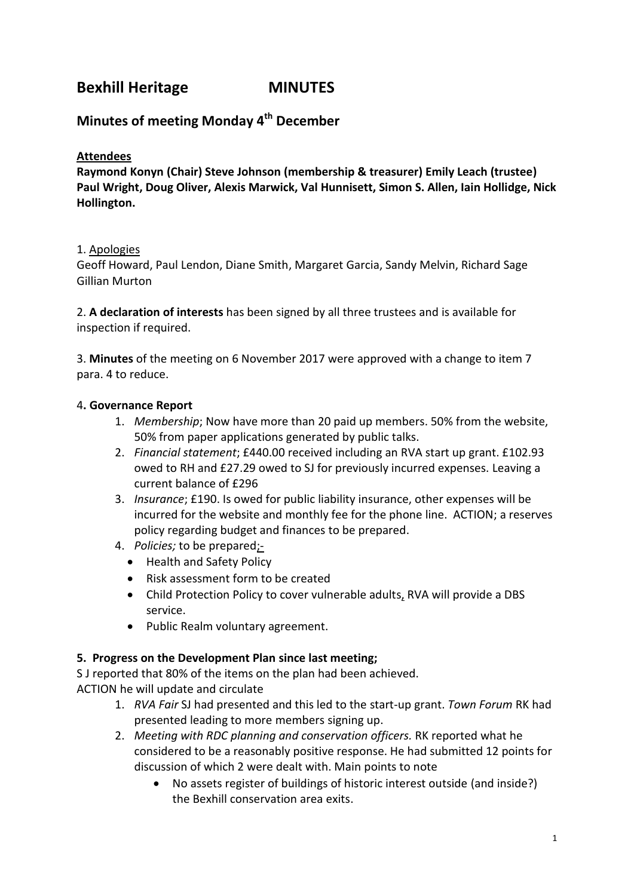# Bexhill Heritage MINUTES

## Minutes of meeting Monday 4th December

**Attendees**

**Raymond Konyn (Chair) Steve Johnson (membership & treasurer) Emily Leach (trustee) Paul Wright, Doug Oliver, Alexis Marwick, Val Hunnisett, Simon S. Allen, Iain Hollidge, Nick Hollington.**

1. Apologies

Geoff Howard, Paul Lendon, Diane Smith, Margaret Garcia, Sandy Melvin, Richard Sage Gillian Murton

2. **A declaration of interests** has been signed by all three trustees and is available for inspection if required.

3. **Minutes** of the meeting on 6 November 2017 were approved with a change to item 7 para. 4 to reduce.

4**. Governance Report**

1. *Membership*; Now have more than 20 paid up members. 50% from the website, 50% from paper applications generated by public talks.
2. *Financial statement*; £440.00 received including an RVA start up grant. £102.93 owed to RH and £27.29 owed to SJ for previously incurred expenses. Leaving a current balance of £296
3. *Insurance*; £190. Is owed for public liability insurance, other expenses will be incurred for the website and monthly fee for the phone line. ACTION; a reserves policy regarding budget and finances to be prepared.
4. *Policies;* to be prepared;-
   - Health and Safety Policy
   - Risk assessment form to be created
   - Child Protection Policy to cover vulnerable adults, RVA will provide a DBS service.
   - Public Realm voluntary agreement.

**5. Progress on the Development Plan since last meeting;**

S J reported that 80% of the items on the plan had been achieved.

ACTION he will update and circulate

1. *RVA Fair* SJ had presented and this led to the start-up grant. *Town Forum* RK had presented leading to more members signing up.
2. *Meeting with RDC planning and conservation officers.* RK reported what he considered to be a reasonably positive response. He had submitted 12 points for discussion of which 2 were dealt with. Main points to note
   - No assets register of buildings of historic interest outside (and inside?) the Bexhill conservation area exits.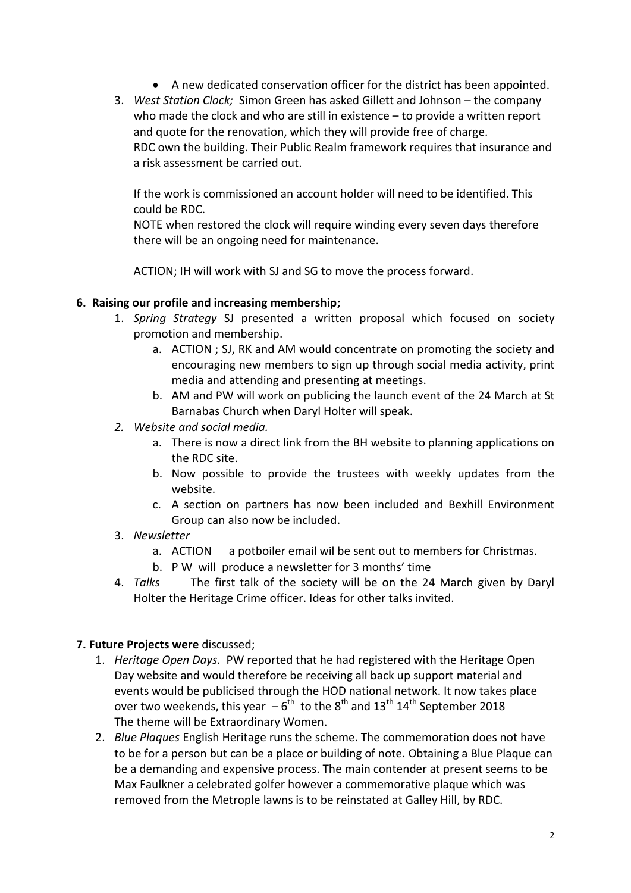- A new dedicated conservation officer for the district has been appointed.

3. *West Station Clock;* Simon Green has asked Gillett and Johnson – the company who made the clock and who are still in existence – to provide a written report and quote for the renovation, which they will provide free of charge.
   RDC own the building. Their Public Realm framework requires that insurance and a risk assessment be carried out.

   If the work is commissioned an account holder will need to be identified. This could be RDC.
   NOTE when restored the clock will require winding every seven days therefore there will be an ongoing need for maintenance.

   ACTION; IH will work with SJ and SG to move the process forward.

**6. Raising our profile and increasing membership;**

1. *Spring Strategy* SJ presented a written proposal which focused on society promotion and membership.
   a. ACTION ; SJ, RK and AM would concentrate on promoting the society and encouraging new members to sign up through social media activity, print media and attending and presenting at meetings.
   b. AM and PW will work on publicing the launch event of the 24 March at St Barnabas Church when Daryl Holter will speak.
2. *Website and social media.*
   a. There is now a direct link from the BH website to planning applications on the RDC site.
   b. Now possible to provide the trustees with weekly updates from the website.
   c. A section on partners has now been included and Bexhill Environment Group can also now be included.
3. *Newsletter*
   a. ACTION a potboiler email wil be sent out to members for Christmas.
   b. P W will produce a newsletter for 3 months' time
4. *Talks* The first talk of the society will be on the 24 March given by Daryl Holter the Heritage Crime officer. Ideas for other talks invited.

**7. Future Projects were** discussed;

1. *Heritage Open Days.* PW reported that he had registered with the Heritage Open Day website and would therefore be receiving all back up support material and events would be publicised through the HOD national network. It now takes place over two weekends, this year – 6th to the 8th and 13th 14th September 2018
   The theme will be Extraordinary Women.
2. *Blue Plaques* English Heritage runs the scheme. The commemoration does not have to be for a person but can be a place or building of note. Obtaining a Blue Plaque can be a demanding and expensive process. The main contender at present seems to be Max Faulkner a celebrated golfer however a commemorative plaque which was removed from the Metrople lawns is to be reinstated at Galley Hill, by RDC.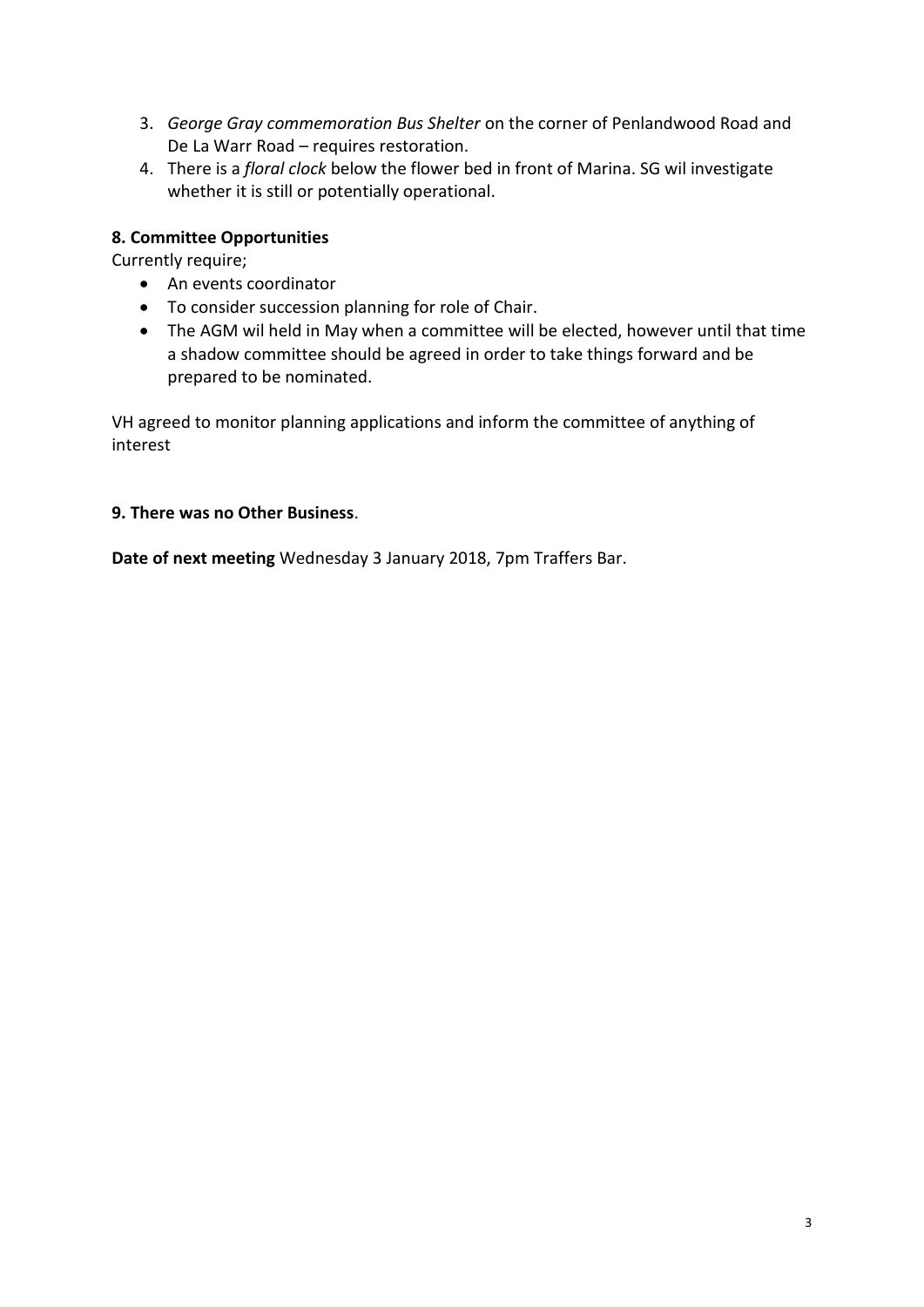3. *George Gray commemoration Bus Shelter* on the corner of Penlandwood Road and De La Warr Road – requires restoration.
4. There is a *floral clock* below the flower bed in front of Marina. SG wil investigate whether it is still or potentially operational.

**8. Committee Opportunities**

Currently require;

- An events coordinator
- To consider succession planning for role of Chair.
- The AGM wil held in May when a committee will be elected, however until that time a shadow committee should be agreed in order to take things forward and be prepared to be nominated.

VH agreed to monitor planning applications and inform the committee of anything of interest

**9. There was no Other Business**.

**Date of next meeting** Wednesday 3 January 2018, 7pm Traffers Bar.